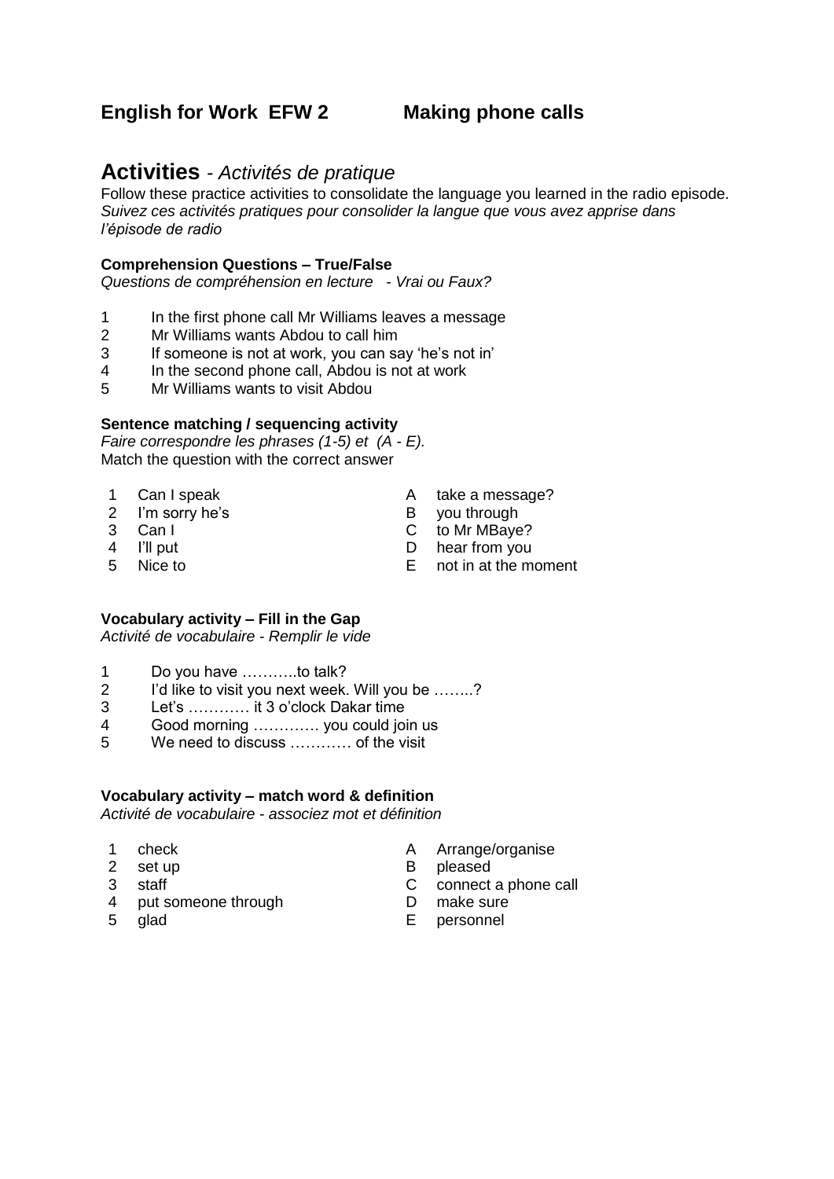# English for Work EFW 2 Making phone calls

## Activities - *Activités de pratique*

Follow these practice activities to consolidate the language you learned in the radio episode.
*Suivez ces activités pratiques pour consolider la langue que vous avez apprise dans l'épisode de radio*

**Comprehension Questions – True/False**
*Questions de compréhension en lecture - Vrai ou Faux?*

1. In the first phone call Mr Williams leaves a message
2. Mr Williams wants Abdou to call him
3. If someone is not at work, you can say 'he's not in'
4. In the second phone call, Abdou is not at work
5. Mr Williams wants to visit Abdou

**Sentence matching / sequencing activity**
*Faire correspondre les phrases (1-5) et (A - E).*
Match the question with the correct answer

| | | | |
|---|---|---|---|
| 1 | Can I speak | A | take a message? |
| 2 | I'm sorry he's | B | you through |
| 3 | Can I | C | to Mr MBaye? |
| 4 | I'll put | D | hear from you |
| 5 | Nice to | E | not in at the moment |

**Vocabulary activity – Fill in the Gap**
*Activité de vocabulaire - Remplir le vide*

1. Do you have ………..to talk?
2. I'd like to visit you next week. Will you be ……..?
3. Let's ………… it 3 o'clock Dakar time
4. Good morning …………. you could join us
5. We need to discuss ………… of the visit

**Vocabulary activity – match word & definition**
*Activité de vocabulaire - associez mot et définition*

| | | | |
|---|---|---|---|
| 1 | check | A | Arrange/organise |
| 2 | set up | B | pleased |
| 3 | staff | C | connect a phone call |
| 4 | put someone through | D | make sure |
| 5 | glad | E | personnel |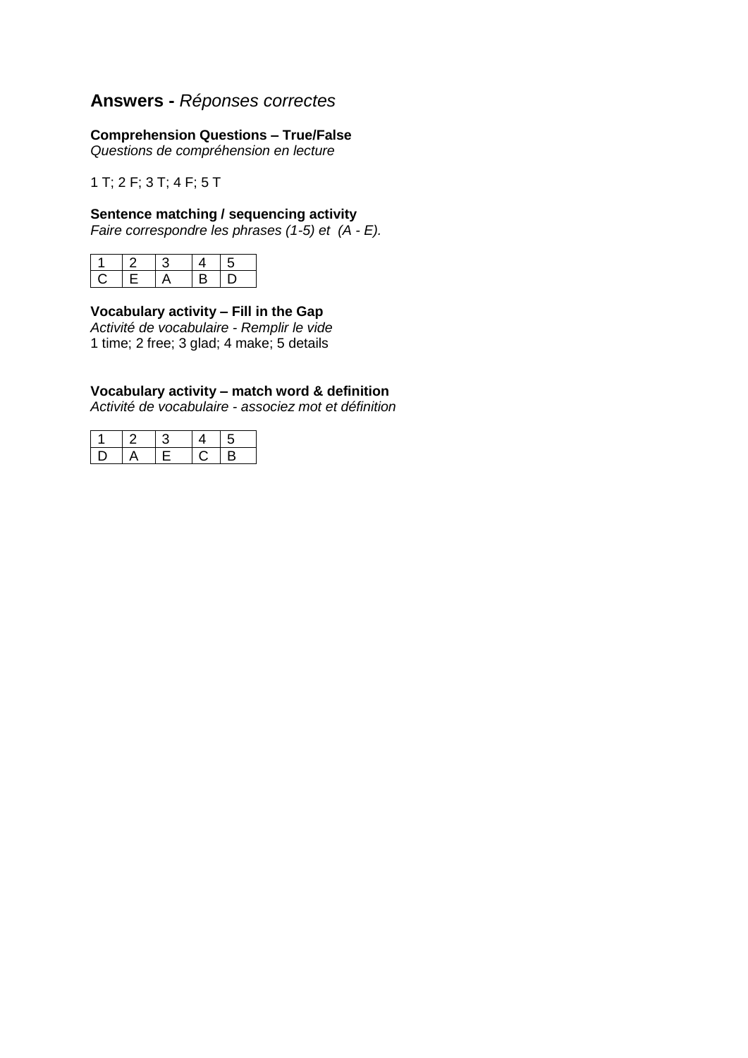## **Answers -** *Réponses correctes*

**Comprehension Questions – True/False**
*Questions de compréhension en lecture*

1 T; 2 F; 3 T; 4 F; 5 T

**Sentence matching / sequencing activity**
*Faire correspondre les phrases (1-5) et (A - E).*

| 1 | 2 | 3 | 4 | 5 |
|---|---|---|---|---|
| C | E | A | B | D |

**Vocabulary activity – Fill in the Gap**
*Activité de vocabulaire - Remplir le vide*
1 time; 2 free; 3 glad; 4 make; 5 details

**Vocabulary activity – match word & definition**
*Activité de vocabulaire - associez mot et définition*

| 1 | 2 | 3 | 4 | 5 |
|---|---|---|---|---|
| D | A | E | C | B |